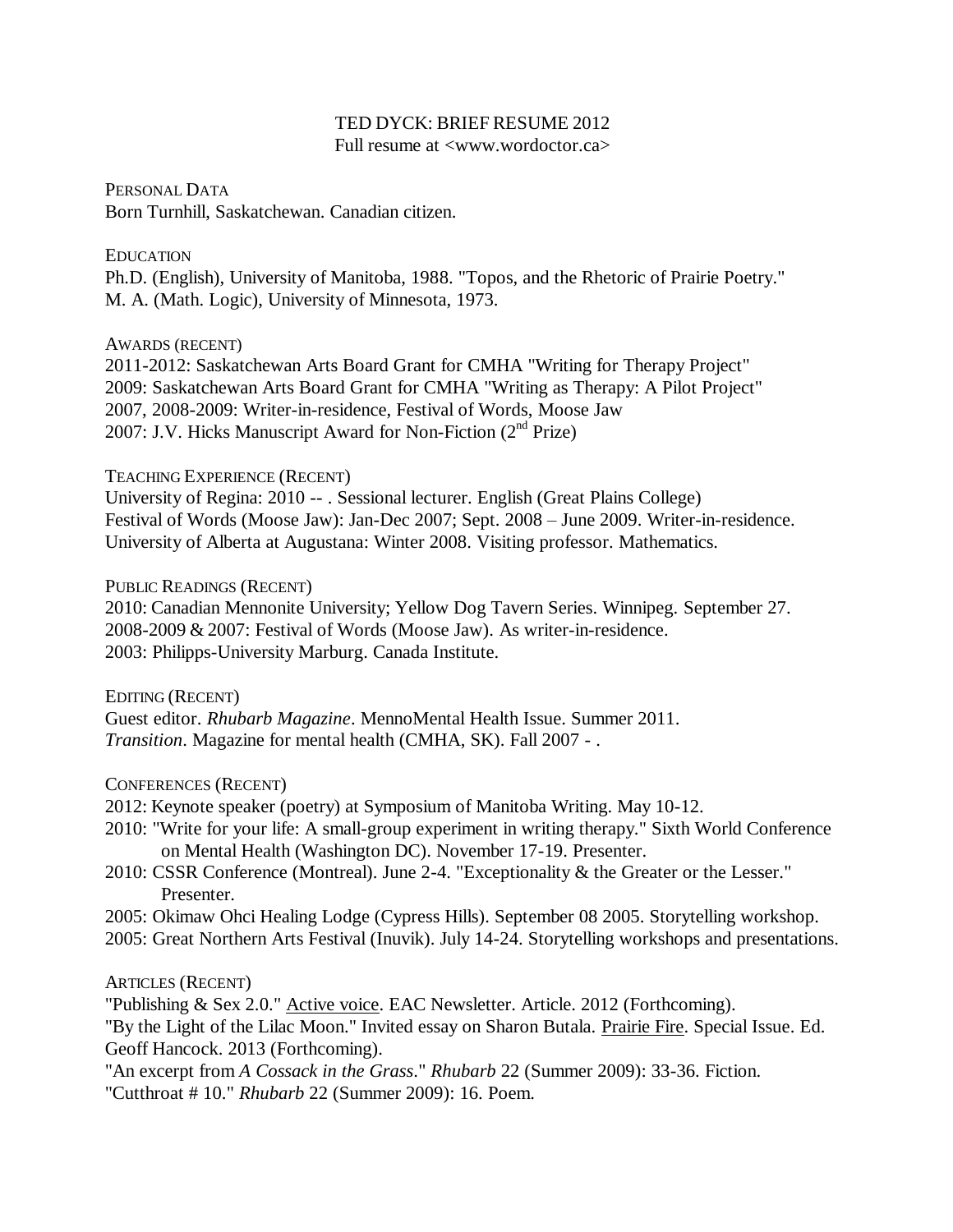# TED DYCK: BRIEF RESUME 2012

Full resume at <www.wordoctor.ca>

## PERSONAL DATA

Born Turnhill, Saskatchewan. Canadian citizen.

## EDUCATION

Ph.D. (English), University of Manitoba, 1988. "Topos, and the Rhetoric of Prairie Poetry."
M. A. (Math. Logic), University of Minnesota, 1973.

## AWARDS (RECENT)

2011-2012: Saskatchewan Arts Board Grant for CMHA "Writing for Therapy Project"
2009: Saskatchewan Arts Board Grant for CMHA "Writing as Therapy: A Pilot Project"
2007, 2008-2009: Writer-in-residence, Festival of Words, Moose Jaw
2007: J.V. Hicks Manuscript Award for Non-Fiction (2nd Prize)

## TEACHING EXPERIENCE (RECENT)

University of Regina: 2010 -- . Sessional lecturer. English (Great Plains College)
Festival of Words (Moose Jaw): Jan-Dec 2007; Sept. 2008 – June 2009. Writer-in-residence.
University of Alberta at Augustana: Winter 2008. Visiting professor. Mathematics.

## PUBLIC READINGS (RECENT)

2010: Canadian Mennonite University; Yellow Dog Tavern Series. Winnipeg. September 27.
2008-2009 & 2007: Festival of Words (Moose Jaw). As writer-in-residence.
2003: Philipps-University Marburg. Canada Institute.

## EDITING (RECENT)

Guest editor. *Rhubarb Magazine*. MennoMental Health Issue. Summer 2011.
*Transition*. Magazine for mental health (CMHA, SK). Fall 2007 - .

## CONFERENCES (RECENT)

2012: Keynote speaker (poetry) at Symposium of Manitoba Writing. May 10-12.
2010: "Write for your life: A small-group experiment in writing therapy." Sixth World Conference on Mental Health (Washington DC). November 17-19. Presenter.
2010: CSSR Conference (Montreal). June 2-4. "Exceptionality & the Greater or the Lesser." Presenter.
2005: Okimaw Ohci Healing Lodge (Cypress Hills). September 08 2005. Storytelling workshop.
2005: Great Northern Arts Festival (Inuvik). July 14-24. Storytelling workshops and presentations.

## ARTICLES (RECENT)

"Publishing & Sex 2.0." Active voice. EAC Newsletter. Article. 2012 (Forthcoming).
"By the Light of the Lilac Moon." Invited essay on Sharon Butala. Prairie Fire. Special Issue. Ed. Geoff Hancock. 2013 (Forthcoming).
"An excerpt from *A Cossack in the Grass*." *Rhubarb* 22 (Summer 2009): 33-36. Fiction.
"Cutthroat # 10." *Rhubarb* 22 (Summer 2009): 16. Poem.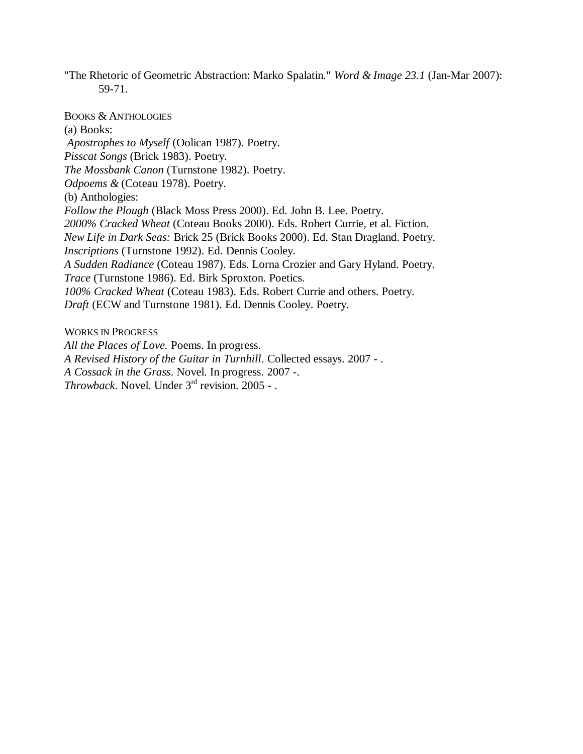"The Rhetoric of Geometric Abstraction: Marko Spalatin." *Word & Image 23.1* (Jan-Mar 2007): 59-71.

BOOKS & ANTHOLOGIES

(a) Books:

*Apostrophes to Myself* (Oolican 1987). Poetry.
*Pisscat Songs* (Brick 1983). Poetry.
*The Mossbank Canon* (Turnstone 1982). Poetry.
*Odpoems &* (Coteau 1978). Poetry.

(b) Anthologies:

*Follow the Plough* (Black Moss Press 2000). Ed. John B. Lee. Poetry.
*2000% Cracked Wheat* (Coteau Books 2000). Eds. Robert Currie, et al. Fiction.
*New Life in Dark Seas:* Brick 25 (Brick Books 2000). Ed. Stan Dragland. Poetry.
*Inscriptions* (Turnstone 1992). Ed. Dennis Cooley.
*A Sudden Radiance* (Coteau 1987). Eds. Lorna Crozier and Gary Hyland. Poetry.
*Trace* (Turnstone 1986). Ed. Birk Sproxton. Poetics.
*100% Cracked Wheat* (Coteau 1983). Eds. Robert Currie and others. Poetry.
*Draft* (ECW and Turnstone 1981). Ed. Dennis Cooley. Poetry.

WORKS IN PROGRESS

*All the Places of Love.* Poems. In progress.
*A Revised History of the Guitar in Turnhill*. Collected essays. 2007 - .
*A Cossack in the Grass*. Novel. In progress. 2007 -.
*Throwback*. Novel. Under 3rd revision. 2005 - .